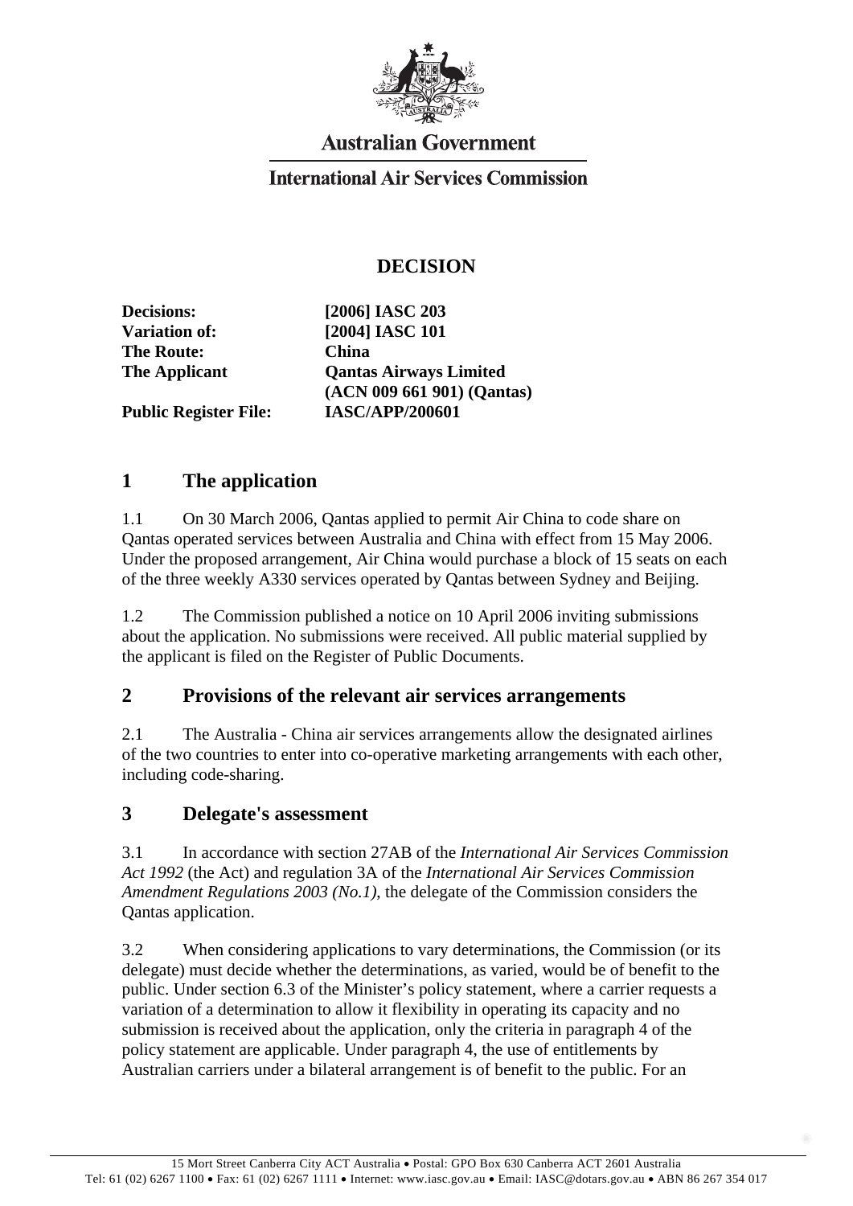Australian Government

International Air Services Commission

# DECISION

| | |
|---|---|
| **Decisions:** | **[2006] IASC 203** |
| **Variation of:** | **[2004] IASC 101** |
| **The Route:** | **China** |
| **The Applicant** | **Qantas Airways Limited (ACN 009 661 901) (Qantas)** |
| **Public Register File:** | **IASC/APP/200601** |

## 1 The application

1.1 On 30 March 2006, Qantas applied to permit Air China to code share on Qantas operated services between Australia and China with effect from 15 May 2006. Under the proposed arrangement, Air China would purchase a block of 15 seats on each of the three weekly A330 services operated by Qantas between Sydney and Beijing.

1.2 The Commission published a notice on 10 April 2006 inviting submissions about the application. No submissions were received. All public material supplied by the applicant is filed on the Register of Public Documents.

## 2 Provisions of the relevant air services arrangements

2.1 The Australia - China air services arrangements allow the designated airlines of the two countries to enter into co-operative marketing arrangements with each other, including code-sharing.

## 3 Delegate's assessment

3.1 In accordance with section 27AB of the *International Air Services Commission Act 1992* (the Act) and regulation 3A of the *International Air Services Commission Amendment Regulations 2003 (No.1)*, the delegate of the Commission considers the Qantas application.

3.2 When considering applications to vary determinations, the Commission (or its delegate) must decide whether the determinations, as varied, would be of benefit to the public. Under section 6.3 of the Minister's policy statement, where a carrier requests a variation of a determination to allow it flexibility in operating its capacity and no submission is received about the application, only the criteria in paragraph 4 of the policy statement are applicable. Under paragraph 4, the use of entitlements by Australian carriers under a bilateral arrangement is of benefit to the public. For an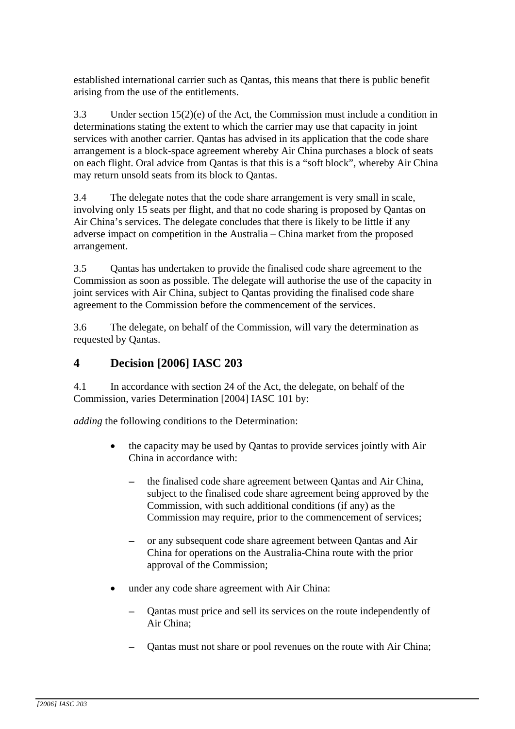established international carrier such as Qantas, this means that there is public benefit arising from the use of the entitlements.

3.3 Under section 15(2)(e) of the Act, the Commission must include a condition in determinations stating the extent to which the carrier may use that capacity in joint services with another carrier. Qantas has advised in its application that the code share arrangement is a block-space agreement whereby Air China purchases a block of seats on each flight. Oral advice from Qantas is that this is a "soft block", whereby Air China may return unsold seats from its block to Qantas.

3.4 The delegate notes that the code share arrangement is very small in scale, involving only 15 seats per flight, and that no code sharing is proposed by Qantas on Air China's services. The delegate concludes that there is likely to be little if any adverse impact on competition in the Australia – China market from the proposed arrangement.

3.5 Qantas has undertaken to provide the finalised code share agreement to the Commission as soon as possible. The delegate will authorise the use of the capacity in joint services with Air China, subject to Qantas providing the finalised code share agreement to the Commission before the commencement of the services.

3.6 The delegate, on behalf of the Commission, will vary the determination as requested by Qantas.

## 4 Decision [2006] IASC 203

4.1 In accordance with section 24 of the Act, the delegate, on behalf of the Commission, varies Determination [2004] IASC 101 by:

*adding* the following conditions to the Determination:

- the capacity may be used by Qantas to provide services jointly with Air China in accordance with:
  - the finalised code share agreement between Qantas and Air China, subject to the finalised code share agreement being approved by the Commission, with such additional conditions (if any) as the Commission may require, prior to the commencement of services;
  - or any subsequent code share agreement between Qantas and Air China for operations on the Australia-China route with the prior approval of the Commission;
- under any code share agreement with Air China:
  - Qantas must price and sell its services on the route independently of Air China;
  - Qantas must not share or pool revenues on the route with Air China;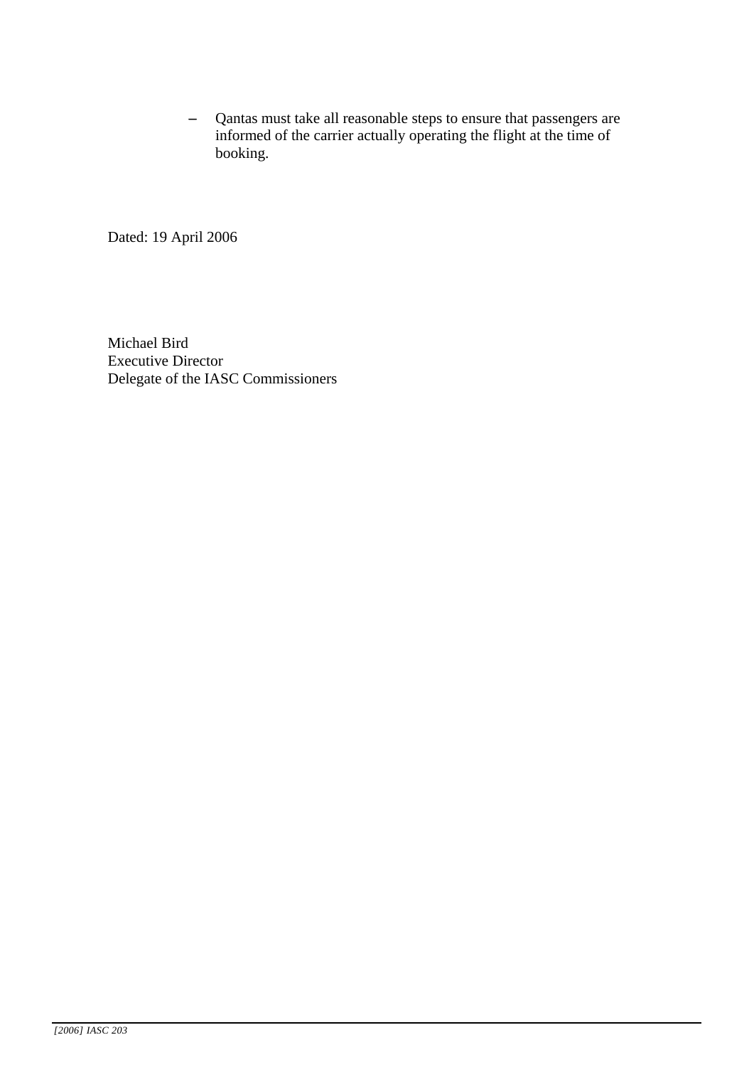- Qantas must take all reasonable steps to ensure that passengers are informed of the carrier actually operating the flight at the time of booking.

Dated: 19 April 2006

Michael Bird
Executive Director
Delegate of the IASC Commissioners